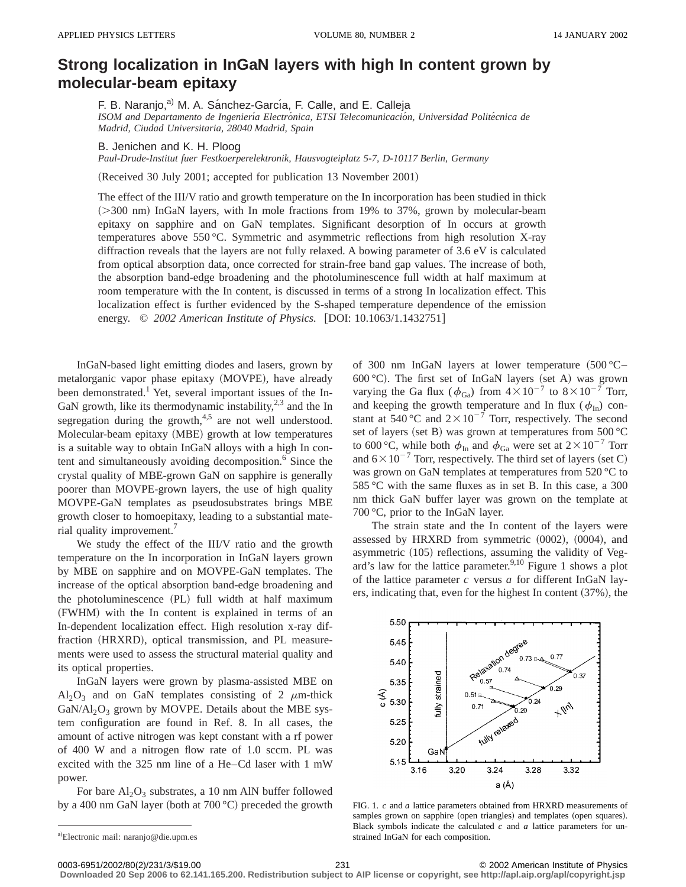# Strong localization in InGaN layers with high In content grown by molecular-beam epitaxy

F. B. Naranjo,[a] M. A. Sánchez-García, F. Calle, and E. Calleja

*ISOM and Departamento de Ingeniería Electrónica, ETSI Telecomunicación, Universidad Politécnica de Madrid, Ciudad Universitaria, 28040 Madrid, Spain*

B. Jenichen and K. H. Ploog

*Paul-Drude-Institut fuer Festkoerperelektronik, Hausvogteiplatz 5-7, D-10117 Berlin, Germany*

(Received 30 July 2001; accepted for publication 13 November 2001)

The effect of the III/V ratio and growth temperature on the In incorporation has been studied in thick (>300 nm) InGaN layers, with In mole fractions from 19% to 37%, grown by molecular-beam epitaxy on sapphire and on GaN templates. Significant desorption of In occurs at growth temperatures above 550 °C. Symmetric and asymmetric reflections from high resolution X-ray diffraction reveals that the layers are not fully relaxed. A bowing parameter of 3.6 eV is calculated from optical absorption data, once corrected for strain-free band gap values. The increase of both, the absorption band-edge broadening and the photoluminescence full width at half maximum at room temperature with the In content, is discussed in terms of a strong In localization effect. This localization effect is further evidenced by the S-shaped temperature dependence of the emission energy. © *2002 American Institute of Physics.* [DOI: 10.1063/1.1432751]

InGaN-based light emitting diodes and lasers, grown by metalorganic vapor phase epitaxy (MOVPE), have already been demonstrated.[1] Yet, several important issues of the InGaN growth, like its thermodynamic instability,[2,3] and the In segregation during the growth,[4,5] are not well understood. Molecular-beam epitaxy (MBE) growth at low temperatures is a suitable way to obtain InGaN alloys with a high In content and simultaneously avoiding decomposition.[6] Since the crystal quality of MBE-grown GaN on sapphire is generally poorer than MOVPE-grown layers, the use of high quality MOVPE-GaN templates as pseudosubstrates brings MBE growth closer to homoepitaxy, leading to a substantial material quality improvement.[7]

We study the effect of the III/V ratio and the growth temperature on the In incorporation in InGaN layers grown by MBE on sapphire and on MOVPE-GaN templates. The increase of the optical absorption band-edge broadening and the photoluminescence (PL) full width at half maximum (FWHM) with the In content is explained in terms of an In-dependent localization effect. High resolution x-ray diffraction (HRXRD), optical transmission, and PL measurements were used to assess the structural material quality and its optical properties.

InGaN layers were grown by plasma-assisted MBE on $Al_2O_3$ and on GaN templates consisting of 2 $\mu$m-thick $GaN/Al_2O_3$ grown by MOVPE. Details about the MBE system configuration are found in Ref. 8. In all cases, the amount of active nitrogen was kept constant with a rf power of 400 W and a nitrogen flow rate of 1.0 sccm. PL was excited with the 325 nm line of a He–Cd laser with 1 mW power.

For bare $Al_2O_3$ substrates, a 10 nm AlN buffer followed by a 400 nm GaN layer (both at 700 °C) preceded the growth of 300 nm InGaN layers at lower temperature (500 °C–600 °C). The first set of InGaN layers (set A) was grown varying the Ga flux ($\phi_{Ga}$) from $4\times10^{-7}$ to $8\times10^{-7}$ Torr, and keeping the growth temperature and In flux ($\phi_{In}$) constant at 540 °C and $2\times10^{-7}$ Torr, respectively. The second set of layers (set B) was grown at temperatures from 500 °C to 600 °C, while both $\phi_{In}$ and $\phi_{Ga}$ were set at $2\times10^{-7}$ Torr and $6\times10^{-7}$ Torr, respectively. The third set of layers (set C) was grown on GaN templates at temperatures from 520 °C to 585 °C with the same fluxes as in set B. In this case, a 300 nm thick GaN buffer layer was grown on the template at 700 °C, prior to the InGaN layer.

The strain state and the In content of the layers were assessed by HRXRD from symmetric (0002), (0004), and asymmetric (105) reflections, assuming the validity of Vegard's law for the lattice parameter.[9,10] Figure 1 shows a plot of the lattice parameter $c$ versus $a$ for different InGaN layers, indicating that, even for the highest In content (37%), the

FIG. 1. $c$ and $a$ lattice parameters obtained from HRXRD measurements of samples grown on sapphire (open triangles) and templates (open squares). Black symbols indicate the calculated $c$ and $a$ lattice parameters for unstrained InGaN for each composition.

[a]Electronic mail: naranjo@die.upm.es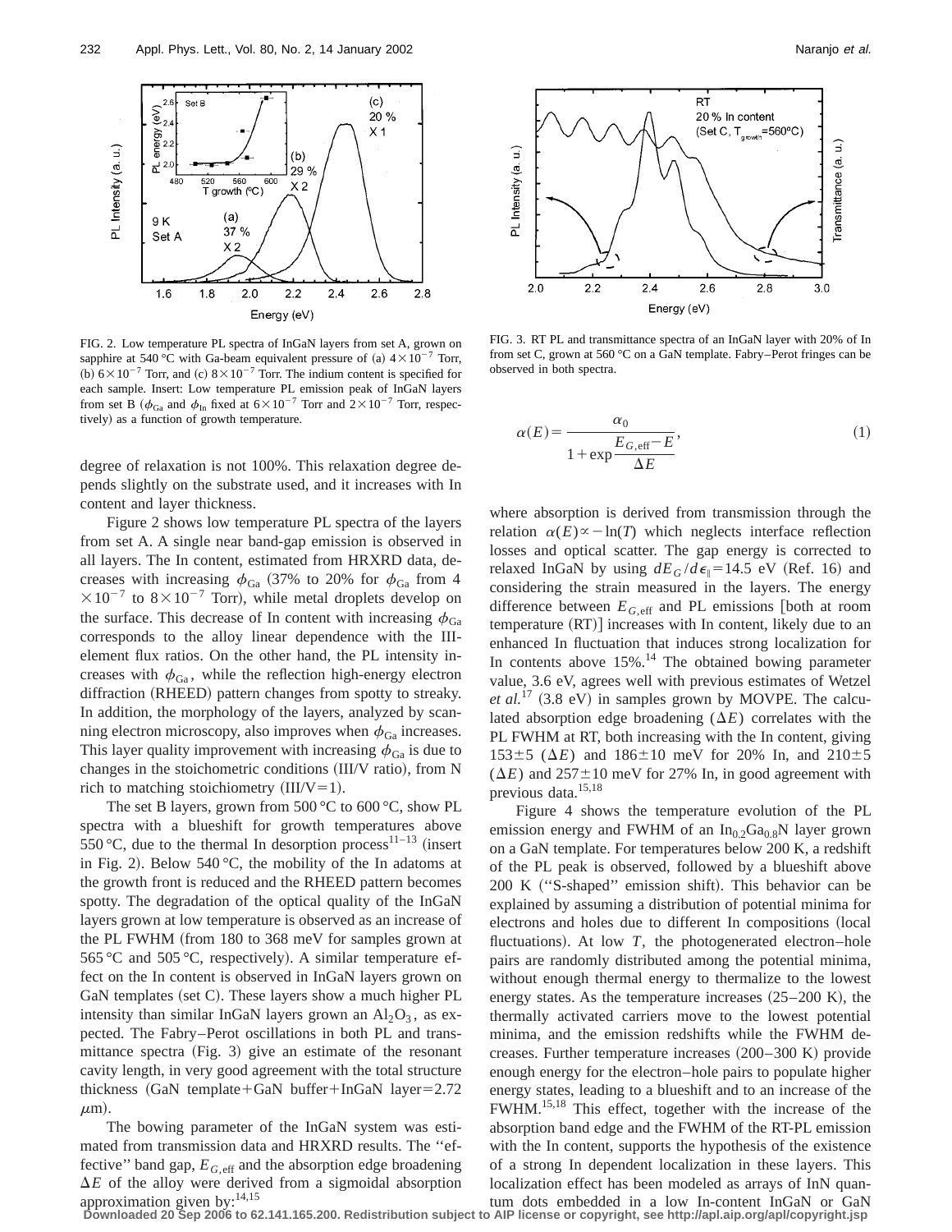FIG. 2. Low temperature PL spectra of InGaN layers from set A, grown on sapphire at 540 °C with Ga-beam equivalent pressure of (a) $4\times10^{-7}$ Torr, (b) $6\times10^{-7}$ Torr, and (c) $8\times10^{-7}$ Torr. The indium content is specified for each sample. Insert: Low temperature PL emission peak of InGaN layers from set B ($\phi_{\mathrm{Ga}}$ and $\phi_{\mathrm{In}}$ fixed at $6\times10^{-7}$ Torr and $2\times10^{-7}$ Torr, respectively) as a function of growth temperature.

FIG. 3. RT PL and transmittance spectra of an InGaN layer with 20% of In from set C, grown at 560 °C on a GaN template. Fabry–Perot fringes can be observed in both spectra.

degree of relaxation is not 100%. This relaxation degree depends slightly on the substrate used, and it increases with In content and layer thickness.

Figure 2 shows low temperature PL spectra of the layers from set A. A single near band-gap emission is observed in all layers. The In content, estimated from HRXRD data, decreases with increasing $\phi_{\mathrm{Ga}}$ (37% to 20% for $\phi_{\mathrm{Ga}}$ from $4\times10^{-7}$ to $8\times10^{-7}$ Torr), while metal droplets develop on the surface. This decrease of In content with increasing $\phi_{\mathrm{Ga}}$ corresponds to the alloy linear dependence with the III-element flux ratios. On the other hand, the PL intensity increases with $\phi_{\mathrm{Ga}}$, while the reflection high-energy electron diffraction (RHEED) pattern changes from spotty to streaky. In addition, the morphology of the layers, analyzed by scanning electron microscopy, also improves when $\phi_{\mathrm{Ga}}$ increases. This layer quality improvement with increasing $\phi_{\mathrm{Ga}}$ is due to changes in the stoichometric conditions (III/V ratio), from N rich to matching stoichiometry (III/V=1).

The set B layers, grown from 500 °C to 600 °C, show PL spectra with a blueshift for growth temperatures above 550 °C, due to the thermal In desorption process[11–13] (insert in Fig. 2). Below 540 °C, the mobility of the In adatoms at the growth front is reduced and the RHEED pattern becomes spotty. The degradation of the optical quality of the InGaN layers grown at low temperature is observed as an increase of the PL FWHM (from 180 to 368 meV for samples grown at 565 °C and 505 °C, respectively). A similar temperature effect on the In content is observed in InGaN layers grown on GaN templates (set C). These layers show a much higher PL intensity than similar InGaN layers grown an $\mathrm{Al_2O_3}$, as expected. The Fabry–Perot oscillations in both PL and transmittance spectra (Fig. 3) give an estimate of the resonant cavity length, in very good agreement with the total structure thickness (GaN template+GaN buffer+InGaN layer=2.72 $\mu$m).

The bowing parameter of the InGaN system was estimated from transmission data and HRXRD results. The "effective" band gap, $E_{G,\mathrm{eff}}$ and the absorption edge broadening $\Delta E$ of the alloy were derived from a sigmoidal absorption approximation given by:[14,15]

$$\alpha(E)=\frac{\alpha_0}{1+\exp\dfrac{E_{G,\mathrm{eff}}-E}{\Delta E}},\qquad(1)$$

where absorption is derived from transmission through the relation $\alpha(E)\propto-\ln(T)$ which neglects interface reflection losses and optical scatter. The gap energy is corrected to relaxed InGaN by using $dE_G/d\epsilon_{\parallel}=14.5$ eV (Ref. 16) and considering the strain measured in the layers. The energy difference between $E_{G,\mathrm{eff}}$ and PL emissions [both at room temperature (RT)] increases with In content, likely due to an enhanced In fluctuation that induces strong localization for In contents above 15%.[14] The obtained bowing parameter value, 3.6 eV, agrees well with previous estimates of Wetzel *et al.*[17] (3.8 eV) in samples grown by MOVPE. The calculated absorption edge broadening ($\Delta E$) correlates with the PL FWHM at RT, both increasing with the In content, giving 153±5 ($\Delta E$) and 186±10 meV for 20% In, and 210±5 ($\Delta E$) and 257±10 meV for 27% In, in good agreement with previous data.[15,18]

Figure 4 shows the temperature evolution of the PL emission energy and FWHM of an $\mathrm{In_{0.2}Ga_{0.8}N}$ layer grown on a GaN template. For temperatures below 200 K, a redshift of the PL peak is observed, followed by a blueshift above 200 K ("S-shaped" emission shift). This behavior can be explained by assuming a distribution of potential minima for electrons and holes due to different In compositions (local fluctuations). At low $T$, the photogenerated electron–hole pairs are randomly distributed among the potential minima, without enough thermal energy to thermalize to the lowest energy states. As the temperature increases (25–200 K), the thermally activated carriers move to the lowest potential minima, and the emission redshifts while the FWHM decreases. Further temperature increases (200–300 K) provide enough energy for the electron–hole pairs to populate higher energy states, leading to a blueshift and to an increase of the FWHM.[15,18] This effect, together with the increase of the absorption band edge and the FWHM of the RT-PL emission with the In content, supports the hypothesis of the existence of a strong In dependent localization in these layers. This localization effect has been modeled as arrays of InN quantum dots embedded in a low In-content InGaN or GaN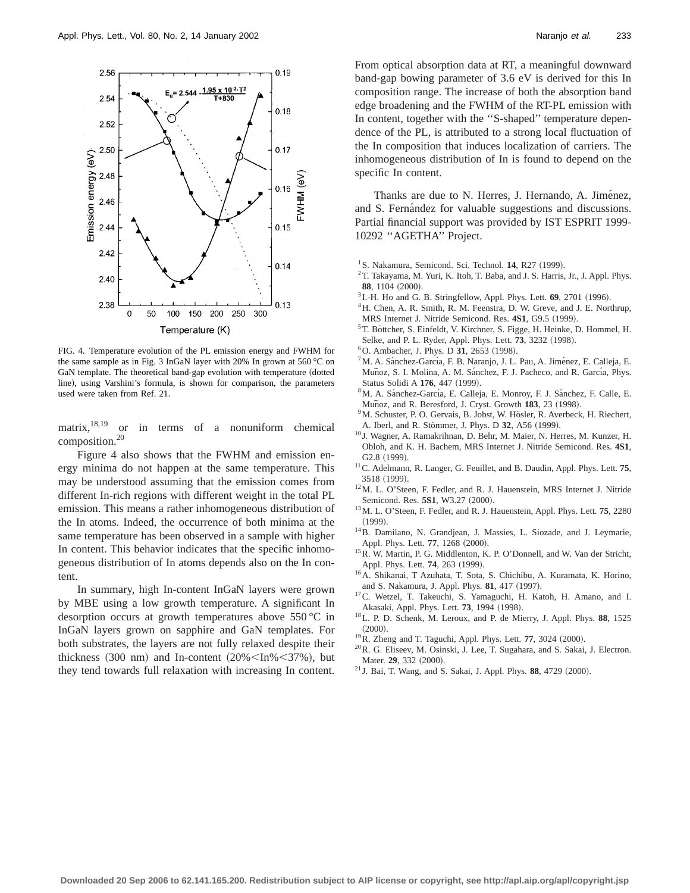2.56
2.54
2.52
2.50
2.48
2.46
2.44
2.42
2.40
2.38
Emission energy (eV)
0.19
0.18
0.17
0.16
0.15
0.14
0.13
FWHM (eV)
0 50 100 150 200 250 300
Temperature (K)
$E_g = 2.544 - \frac{1.95 \times 10^{-3} \cdot T^2}{T+830}$

FIG. 4. Temperature evolution of the PL emission energy and FWHM for the same sample as in Fig. 3 InGaN layer with 20% In grown at 560 °C on GaN template. The theoretical band-gap evolution with temperature (dotted line), using Varshini's formula, is shown for comparison, the parameters used were taken from Ref. 21.

matrix,[18,19] or in terms of a nonuniform chemical composition.[20]

Figure 4 also shows that the FWHM and emission energy minima do not happen at the same temperature. This may be understood assuming that the emission comes from different In-rich regions with different weight in the total PL emission. This means a rather inhomogeneous distribution of the In atoms. Indeed, the occurrence of both minima at the same temperature has been observed in a sample with higher In content. This behavior indicates that the specific inhomogeneous distribution of In atoms depends also on the In content.

In summary, high In-content InGaN layers were grown by MBE using a low growth temperature. A significant In desorption occurs at growth temperatures above 550 °C in InGaN layers grown on sapphire and GaN templates. For both substrates, the layers are not fully relaxed despite their thickness (300 nm) and In-content (20%<In%<37%), but they tend towards full relaxation with increasing In content. From optical absorption data at RT, a meaningful downward band-gap bowing parameter of 3.6 eV is derived for this In composition range. The increase of both the absorption band edge broadening and the FWHM of the RT-PL emission with In content, together with the ''S-shaped'' temperature dependence of the PL, is attributed to a strong local fluctuation of the In composition that induces localization of carriers. The inhomogeneous distribution of In is found to depend on the specific In content.

Thanks are due to N. Herres, J. Hernando, A. Jiménez, and S. Fernández for valuable suggestions and discussions. Partial financial support was provided by IST ESPRIT 1999-10292 ''AGETHA'' Project.

[1] S. Nakamura, Semicond. Sci. Technol. **14**, R27 (1999).
[2] T. Takayama, M. Yuri, K. Itoh, T. Baba, and J. S. Harris, Jr., J. Appl. Phys. **88**, 1104 (2000).
[3] I.-H. Ho and G. B. Stringfellow, Appl. Phys. Lett. **69**, 2701 (1996).
[4] H. Chen, A. R. Smith, R. M. Feenstra, D. W. Greve, and J. E. Northrup, MRS Internet J. Nitride Semicond. Res. **4S1**, G9.5 (1999).
[5] T. Böttcher, S. Einfeldt, V. Kirchner, S. Figge, H. Heinke, D. Hommel, H. Selke, and P. L. Ryder, Appl. Phys. Lett. **73**, 3232 (1998).
[6] O. Ambacher, J. Phys. D **31**, 2653 (1998).
[7] M. A. Sánchez-García, F. B. Naranjo, J. L. Pau, A. Jiménez, E. Calleja, E. Muñoz, S. I. Molina, A. M. Sánchez, F. J. Pacheco, and R. García, Phys. Status Solidi A **176**, 447 (1999).
[8] M. A. Sánchez-García, E. Calleja, E. Monroy, F. J. Sánchez, F. Calle, E. Muñoz, and R. Beresford, J. Cryst. Growth **183**, 23 (1998).
[9] M. Schuster, P. O. Gervais, B. Jobst, W. Hösler, R. Averbeck, H. Riechert, A. Iberl, and R. Stömmer, J. Phys. D **32**, A56 (1999).
[10] J. Wagner, A. Ramakrihnan, D. Behr, M. Maier, N. Herres, M. Kunzer, H. Obloh, and K. H. Bachem, MRS Internet J. Nitride Semicond. Res. **4S1**, G2.8 (1999).
[11] C. Adelmann, R. Langer, G. Feuillet, and B. Daudin, Appl. Phys. Lett. **75**, 3518 (1999).
[12] M. L. O'Steen, F. Fedler, and R. J. Hauenstein, MRS Internet J. Nitride Semicond. Res. **5S1**, W3.27 (2000).
[13] M. L. O'Steen, F. Fedler, and R. J. Hauenstein, Appl. Phys. Lett. **75**, 2280 (1999).
[14] B. Damilano, N. Grandjean, J. Massies, L. Siozade, and J. Leymarie, Appl. Phys. Lett. **77**, 1268 (2000).
[15] R. W. Martin, P. G. Middlenton, K. P. O'Donnell, and W. Van der Stricht, Appl. Phys. Lett. **74**, 263 (1999).
[16] A. Shikanai, T Azuhata, T. Sota, S. Chichibu, A. Kuramata, K. Horino, and S. Nakamura, J. Appl. Phys. **81**, 417 (1997).
[17] C. Wetzel, T. Takeuchi, S. Yamaguchi, H. Katoh, H. Amano, and I. Akasaki, Appl. Phys. Lett. **73**, 1994 (1998).
[18] L. P. D. Schenk, M. Leroux, and P. de Mierry, J. Appl. Phys. **88**, 1525 (2000).
[19] R. Zheng and T. Taguchi, Appl. Phys. Lett. **77**, 3024 (2000).
[20] R. G. Eliseev, M. Osinski, J. Lee, T. Sugahara, and S. Sakai, J. Electron. Mater. **29**, 332 (2000).
[21] J. Bai, T. Wang, and S. Sakai, J. Appl. Phys. **88**, 4729 (2000).